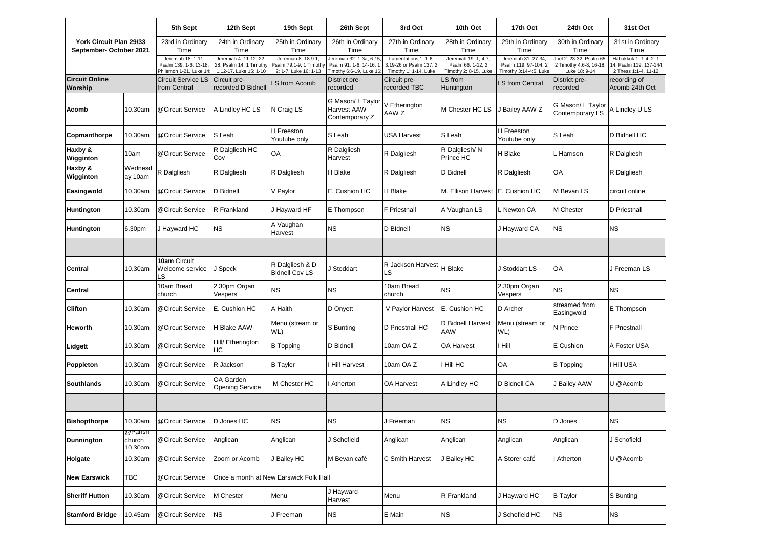| York Circuit Plan 29/33 September- October 2021 | | 5th Sept | 12th Sept | 19th Sept | 26th Sept | 3rd Oct | 10th Oct | 17th Oct | 24th Oct | 31st Oct |
|---|---|---|---|---|---|---|---|---|---|---|
| | | 23rd in Ordinary Time | 24th in Ordinary Time | 25th in Ordinary Time | 26th in Ordinary Time | 27th in Ordinary Time | 28th in Ordinary Time | 29th in Ordinary Time | 30th in Ordinary Time | 31st in Ordinary Time |
| | | Jeremiah 18: 1-11, Psalm 139: 1-6, 13-18, Philemon 1-21, Luke 14: | Jeremiah 4: 11-12, 22-28, Psalm 14, 1 Timothy 1:12-17, Luke 15: 1-10 | Jeremiah 8: 18-9:1, Psalm 79:1-9, 1 Timothy 2: 1-7, Luke 16: 1-13 | Jeremiah 32: 1-3a, 6-15, Psalm 91: 1-6, 14-16, 1 Timothy 6:6-19, Luke 16: | Lamentations 1: 1-6, 3:19-26 or Psalm 137, 2 Timothy 1: 1-14, Luke | Jeremiah 19: 1, 4-7, Psalm 66: 1-12, 2 Timothy 2: 8-15, Luke | Jeremiah 31: 27-34, Psalm 119: 97-104, 2 Timothy 3:14-4:5, Luke | Joel 2: 23-32, Psalm 65, 2 Timothy 4:6-8, 16-18, Luke 18: 9-14 | Habakkuk 1: 1-4, 2: 1-14, Psalm 119: 137-144, 2 Thess 1:1-4, 11-12, |
| **Circuit Online Worship** | | Circuit Service LS from Central | Circuit pre-recorded D Bidnell | LS from Acomb | District pre-recorded | Circuit pre-recorded TBC | LS from Huntington | LS from Central | District pre-recorded | recording of Acomb 24th Oct |
| **Acomb** | 10.30am | @Circuit Service | A Lindley HC LS | N Craig LS | G Mason/ L Taylor Harvest AAW Contemporary Z | V Etherington AAW Z | M Chester HC LS | J Bailey AAW Z | G Mason/ L Taylor Contemporary LS | A Lindley U LS |
| **Copmanthorpe** | 10.30am | @Circuit Service | S Leah | H Freeston Youtube only | S Leah | USA Harvest | S Leah | H Freeston Youtube only | S Leah | D Bidnell HC |
| **Haxby & Wigginton** | 10am | @Circuit Service | R Dalgliesh HC Cov | OA | R Dalgliesh Harvest | R Dalgliesh | R Dalgliesh/ N Prince HC | H Blake | L Harrison | R Dalgliesh |
| **Haxby & Wigginton** | Wednesday 10am | R Dalgliesh | R Dalgliesh | R Dalgliesh | H Blake | R Dalgliesh | D Bidnell | R Dalgliesh | OA | R Dalgliesh |
| **Easingwold** | 10.30am | @Circuit Service | D Bidnell | V Paylor | E. Cushion HC | H Blake | M. Ellison Harvest | E. Cushion HC | M Bevan LS | circuit online |
| **Huntington** | 10.30am | @Circuit Service | R Frankland | J Hayward HF | E Thompson | F Priestnall | A Vaughan LS | L Newton CA | M Chester | D Priestnall |
| **Huntington** | 6.30pm | J Hayward HC | NS | A Vaughan Harvest | NS | D BIdnell | NS | J Hayward CA | NS | NS |
| | | | | | | | | | | |
| **Central** | 10.30am | **10am** Circuit Welcome service LS | J Speck | R Dalgliesh & D Bidnell Cov LS | J Stoddart | R Jackson Harvest LS | H Blake | J Stoddart LS | OA | J Freeman LS |
| **Central** | | 10am Bread church | 2.30pm Organ Vespers | NS | NS | 10am Bread church | NS | 2.30pm Organ Vespers | NS | NS |
| **Clifton** | 10.30am | @Circuit Service | E. Cushion HC | A Haith | D Onyett | V Paylor Harvest | E. Cushion HC | D Archer | streamed from Easingwold | E Thompson |
| **Heworth** | 10.30am | @Circuit Service | H Blake AAW | Menu (stream or WL) | S Bunting | D Priestnall HC | D Bidnell Harvest AAW | Menu (stream or WL) | N Prince | F Priestnall |
| **Lidgett** | 10.30am | @Circuit Service | Hill/ Etherington HC | B Topping | D Bidnell | 10am OA Z | OA Harvest | I Hill | E Cushion | A Foster USA |
| **Poppleton** | 10.30am | @Circuit Service | R Jackson | B Taylor | I Hill Harvest | 10am OA Z | I Hill HC | OA | B Topping | I Hill USA |
| **Southlands** | 10.30am | @Circuit Service | OA Garden Opening Service | M Chester HC | I Atherton | OA Harvest | A Lindley HC | D Bidnell CA | J Bailey AAW | U @Acomb |
| | | | | | | | | | | |
| **Bishopthorpe** | 10.30am | @Circuit Service | D Jones HC | NS | NS | J Freeman | NS | NS | D Jones | NS |
| **Dunnington** | @Parish church 10.30am | @Circuit Service | Anglican | Anglican | J Schofield | Anglican | Anglican | Anglican | Anglican | J Schofield |
| **Holgate** | 10.30am | @Circuit Service | Zoom or Acomb | J Bailey HC | M Bevan café | C Smith Harvest | J Bailey HC | A Storer café | I Atherton | U @Acomb |
| **New Earswick** | TBC | @Circuit Service | Once a month at New Earswick Folk Hall | | | | | | | |
| **Sheriff Hutton** | 10.30am | @Circuit Service | M Chester | Menu | J Hayward Harvest | Menu | R Frankland | J Hayward HC | B Taylor | S Bunting |
| **Stamford Bridge** | 10.45am | @Circuit Service | NS | J Freeman | NS | E Main | NS | J Schofield HC | NS | NS |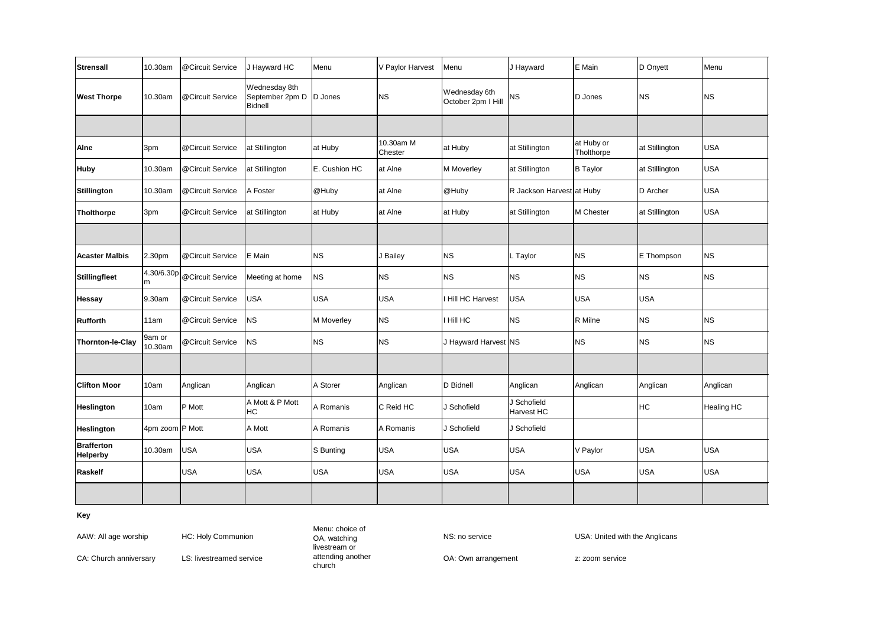| | | | | | | | | | | |
|---|---|---|---|---|---|---|---|---|---|---|
| **Strensall** | 10.30am | @Circuit Service | J Hayward HC | Menu | V Paylor Harvest | Menu | J Hayward | E Main | D Onyett | Menu |
| **West Thorpe** | 10.30am | @Circuit Service | Wednesday 8th September 2pm D Bidnell | D Jones | NS | Wednesday 6th October 2pm I Hill | NS | D Jones | NS | NS |
| | | | | | | | | | | |
| **Alne** | 3pm | @Circuit Service | at Stillington | at Huby | 10.30am M Chester | at Huby | at Stillington | at Huby or Tholthorpe | at Stillington | USA |
| **Huby** | 10.30am | @Circuit Service | at Stillington | E. Cushion HC | at Alne | M Moverley | at Stillington | B Taylor | at Stillington | USA |
| **Stillington** | 10.30am | @Circuit Service | A Foster | @Huby | at Alne | @Huby | R Jackson Harvest | at Huby | D Archer | USA |
| **Tholthorpe** | 3pm | @Circuit Service | at Stillington | at Huby | at Alne | at Huby | at Stillington | M Chester | at Stillington | USA |
| | | | | | | | | | | |
| **Acaster Malbis** | 2.30pm | @Circuit Service | E Main | NS | J Bailey | NS | L Taylor | NS | E Thompson | NS |
| **Stillingfleet** | 4.30/6.30pm | @Circuit Service | Meeting at home | NS | NS | NS | NS | NS | NS | NS |
| **Hessay** | 9.30am | @Circuit Service | USA | USA | USA | I Hill HC Harvest | USA | USA | USA | |
| **Rufforth** | 11am | @Circuit Service | NS | M Moverley | NS | I Hill HC | NS | R Milne | NS | NS |
| **Thornton-le-Clay** | 9am or 10.30am | @Circuit Service | NS | NS | NS | J Hayward Harvest | NS | NS | NS | NS |
| | | | | | | | | | | |
| **Clifton Moor** | 10am | Anglican | Anglican | A Storer | Anglican | D Bidnell | Anglican | Anglican | Anglican | Anglican |
| **Heslington** | 10am | P Mott | A Mott & P Mott HC | A Romanis | C Reid HC | J Schofield | J Schofield Harvest HC | | HC | Healing HC |
| **Heslington** | 4pm zoom | P Mott | A Mott | A Romanis | A Romanis | J Schofield | J Schofield | | | |
| **Brafferton Helperby** | 10.30am | USA | USA | S Bunting | USA | USA | USA | V Paylor | USA | USA |
| **Raskelf** | | USA | USA | USA | USA | USA | USA | USA | USA | USA |
| | | | | | | | | | | |

**Key**

AAW: All age worship

CA: Church anniversary

HC: Holy Communion

LS: livestreamed service

Menu: choice of OA, watching livestream or attending another church

NS: no service

OA: Own arrangement

USA: United with the Anglicans

z: zoom service